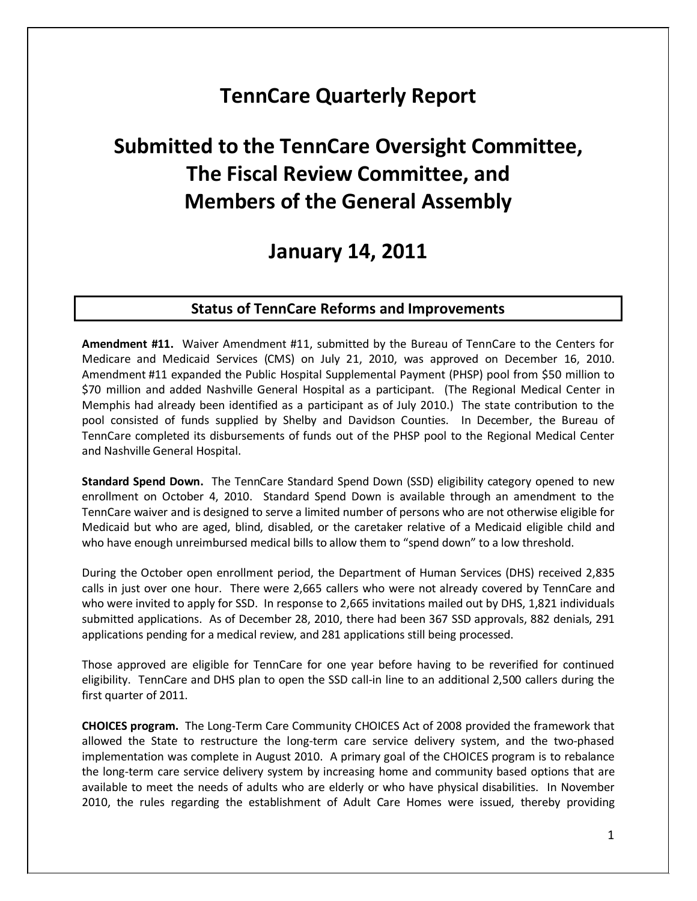# TennCare Quarterly Report

# Submitted to the TennCare Oversight Committee, The Fiscal Review Committee, and Members of the General Assembly

# January 14, 2011

## Status of TennCare Reforms and Improvements

**Amendment #11.** Waiver Amendment #11, submitted by the Bureau of TennCare to the Centers for Medicare and Medicaid Services (CMS) on July 21, 2010, was approved on December 16, 2010. Amendment #11 expanded the Public Hospital Supplemental Payment (PHSP) pool from $50 million to $70 million and added Nashville General Hospital as a participant. (The Regional Medical Center in Memphis had already been identified as a participant as of July 2010.) The state contribution to the pool consisted of funds supplied by Shelby and Davidson Counties. In December, the Bureau of TennCare completed its disbursements of funds out of the PHSP pool to the Regional Medical Center and Nashville General Hospital.

**Standard Spend Down.** The TennCare Standard Spend Down (SSD) eligibility category opened to new enrollment on October 4, 2010. Standard Spend Down is available through an amendment to the TennCare waiver and is designed to serve a limited number of persons who are not otherwise eligible for Medicaid but who are aged, blind, disabled, or the caretaker relative of a Medicaid eligible child and who have enough unreimbursed medical bills to allow them to "spend down" to a low threshold.

During the October open enrollment period, the Department of Human Services (DHS) received 2,835 calls in just over one hour. There were 2,665 callers who were not already covered by TennCare and who were invited to apply for SSD. In response to 2,665 invitations mailed out by DHS, 1,821 individuals submitted applications. As of December 28, 2010, there had been 367 SSD approvals, 882 denials, 291 applications pending for a medical review, and 281 applications still being processed.

Those approved are eligible for TennCare for one year before having to be reverified for continued eligibility. TennCare and DHS plan to open the SSD call-in line to an additional 2,500 callers during the first quarter of 2011.

**CHOICES program.** The Long-Term Care Community CHOICES Act of 2008 provided the framework that allowed the State to restructure the long-term care service delivery system, and the two-phased implementation was complete in August 2010. A primary goal of the CHOICES program is to rebalance the long-term care service delivery system by increasing home and community based options that are available to meet the needs of adults who are elderly or who have physical disabilities. In November 2010, the rules regarding the establishment of Adult Care Homes were issued, thereby providing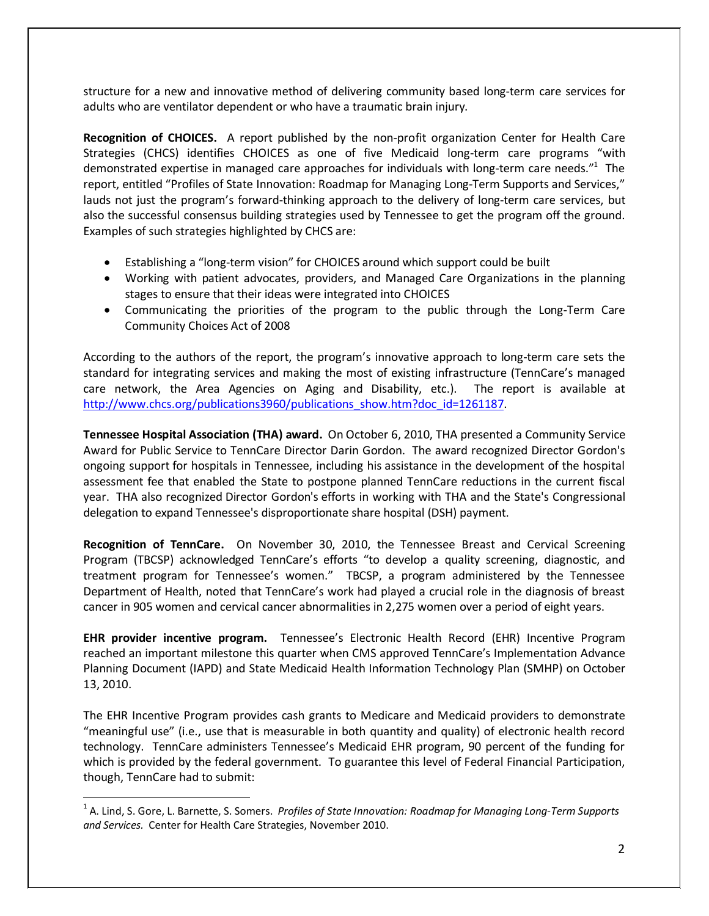structure for a new and innovative method of delivering community based long-term care services for adults who are ventilator dependent or who have a traumatic brain injury.

**Recognition of CHOICES.** A report published by the non-profit organization Center for Health Care Strategies (CHCS) identifies CHOICES as one of five Medicaid long-term care programs "with demonstrated expertise in managed care approaches for individuals with long-term care needs."[1] The report, entitled "Profiles of State Innovation: Roadmap for Managing Long-Term Supports and Services," lauds not just the program's forward-thinking approach to the delivery of long-term care services, but also the successful consensus building strategies used by Tennessee to get the program off the ground. Examples of such strategies highlighted by CHCS are:

- Establishing a "long-term vision" for CHOICES around which support could be built
- Working with patient advocates, providers, and Managed Care Organizations in the planning stages to ensure that their ideas were integrated into CHOICES
- Communicating the priorities of the program to the public through the Long-Term Care Community Choices Act of 2008

According to the authors of the report, the program's innovative approach to long-term care sets the standard for integrating services and making the most of existing infrastructure (TennCare's managed care network, the Area Agencies on Aging and Disability, etc.). The report is available at http://www.chcs.org/publications3960/publications_show.htm?doc_id=1261187.

**Tennessee Hospital Association (THA) award.** On October 6, 2010, THA presented a Community Service Award for Public Service to TennCare Director Darin Gordon. The award recognized Director Gordon's ongoing support for hospitals in Tennessee, including his assistance in the development of the hospital assessment fee that enabled the State to postpone planned TennCare reductions in the current fiscal year. THA also recognized Director Gordon's efforts in working with THA and the State's Congressional delegation to expand Tennessee's disproportionate share hospital (DSH) payment.

**Recognition of TennCare.** On November 30, 2010, the Tennessee Breast and Cervical Screening Program (TBCSP) acknowledged TennCare's efforts "to develop a quality screening, diagnostic, and treatment program for Tennessee's women." TBCSP, a program administered by the Tennessee Department of Health, noted that TennCare's work had played a crucial role in the diagnosis of breast cancer in 905 women and cervical cancer abnormalities in 2,275 women over a period of eight years.

**EHR provider incentive program.** Tennessee's Electronic Health Record (EHR) Incentive Program reached an important milestone this quarter when CMS approved TennCare's Implementation Advance Planning Document (IAPD) and State Medicaid Health Information Technology Plan (SMHP) on October 13, 2010.

The EHR Incentive Program provides cash grants to Medicare and Medicaid providers to demonstrate "meaningful use" (i.e., use that is measurable in both quantity and quality) of electronic health record technology. TennCare administers Tennessee's Medicaid EHR program, 90 percent of the funding for which is provided by the federal government. To guarantee this level of Federal Financial Participation, though, TennCare had to submit:

[1] A. Lind, S. Gore, L. Barnette, S. Somers. *Profiles of State Innovation: Roadmap for Managing Long-Term Supports and Services.* Center for Health Care Strategies, November 2010.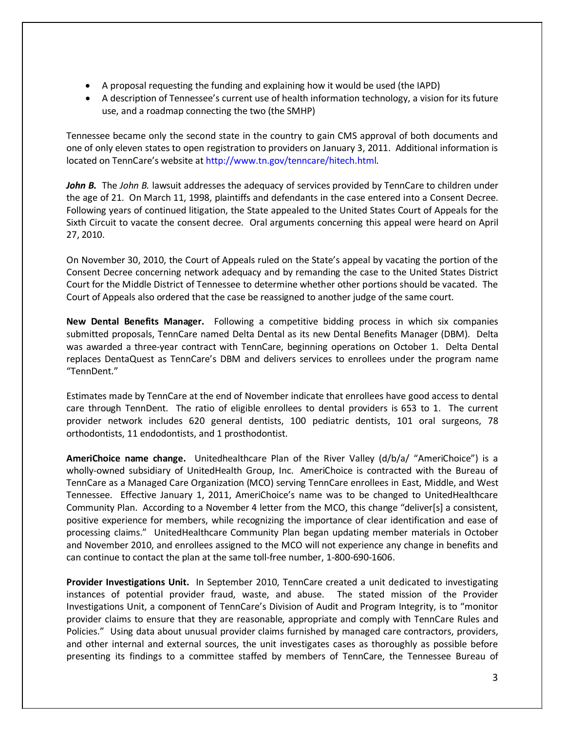- A proposal requesting the funding and explaining how it would be used (the IAPD)
- A description of Tennessee's current use of health information technology, a vision for its future use, and a roadmap connecting the two (the SMHP)

Tennessee became only the second state in the country to gain CMS approval of both documents and one of only eleven states to open registration to providers on January 3, 2011. Additional information is located on TennCare's website at http://www.tn.gov/tenncare/hitech.html.

***John B.*** The *John B.* lawsuit addresses the adequacy of services provided by TennCare to children under the age of 21. On March 11, 1998, plaintiffs and defendants in the case entered into a Consent Decree. Following years of continued litigation, the State appealed to the United States Court of Appeals for the Sixth Circuit to vacate the consent decree. Oral arguments concerning this appeal were heard on April 27, 2010.

On November 30, 2010, the Court of Appeals ruled on the State's appeal by vacating the portion of the Consent Decree concerning network adequacy and by remanding the case to the United States District Court for the Middle District of Tennessee to determine whether other portions should be vacated. The Court of Appeals also ordered that the case be reassigned to another judge of the same court.

**New Dental Benefits Manager.** Following a competitive bidding process in which six companies submitted proposals, TennCare named Delta Dental as its new Dental Benefits Manager (DBM). Delta was awarded a three-year contract with TennCare, beginning operations on October 1. Delta Dental replaces DentaQuest as TennCare's DBM and delivers services to enrollees under the program name "TennDent."

Estimates made by TennCare at the end of November indicate that enrollees have good access to dental care through TennDent. The ratio of eligible enrollees to dental providers is 653 to 1. The current provider network includes 620 general dentists, 100 pediatric dentists, 101 oral surgeons, 78 orthodontists, 11 endodontists, and 1 prosthodontist.

**AmeriChoice name change.** Unitedhealthcare Plan of the River Valley (d/b/a/ "AmeriChoice") is a wholly-owned subsidiary of UnitedHealth Group, Inc. AmeriChoice is contracted with the Bureau of TennCare as a Managed Care Organization (MCO) serving TennCare enrollees in East, Middle, and West Tennessee. Effective January 1, 2011, AmeriChoice's name was to be changed to UnitedHealthcare Community Plan. According to a November 4 letter from the MCO, this change "deliver[s] a consistent, positive experience for members, while recognizing the importance of clear identification and ease of processing claims." UnitedHealthcare Community Plan began updating member materials in October and November 2010, and enrollees assigned to the MCO will not experience any change in benefits and can continue to contact the plan at the same toll-free number, 1-800-690-1606.

**Provider Investigations Unit.** In September 2010, TennCare created a unit dedicated to investigating instances of potential provider fraud, waste, and abuse. The stated mission of the Provider Investigations Unit, a component of TennCare's Division of Audit and Program Integrity, is to "monitor provider claims to ensure that they are reasonable, appropriate and comply with TennCare Rules and Policies." Using data about unusual provider claims furnished by managed care contractors, providers, and other internal and external sources, the unit investigates cases as thoroughly as possible before presenting its findings to a committee staffed by members of TennCare, the Tennessee Bureau of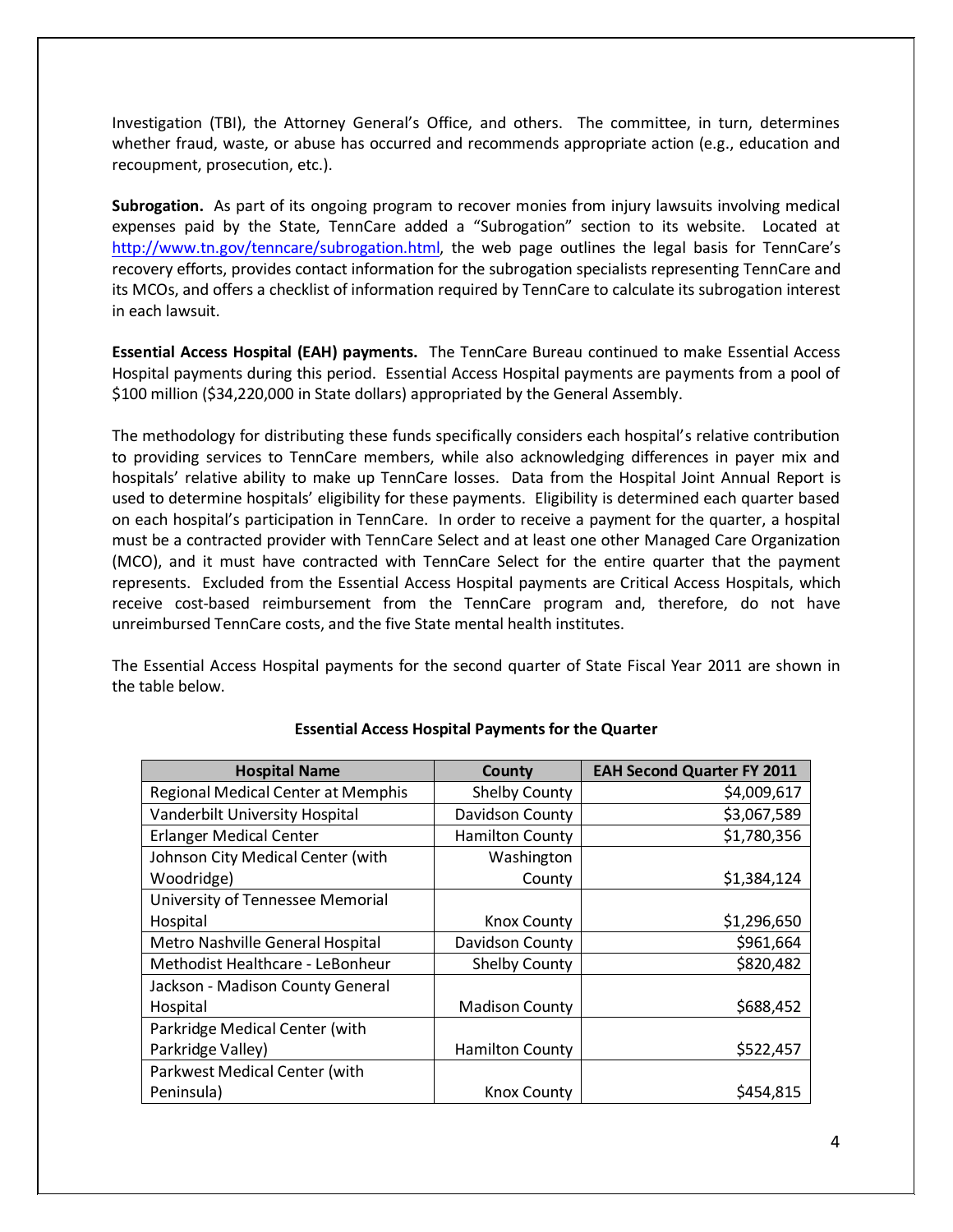Investigation (TBI), the Attorney General's Office, and others. The committee, in turn, determines whether fraud, waste, or abuse has occurred and recommends appropriate action (e.g., education and recoupment, prosecution, etc.).

**Subrogation.** As part of its ongoing program to recover monies from injury lawsuits involving medical expenses paid by the State, TennCare added a "Subrogation" section to its website. Located at http://www.tn.gov/tenncare/subrogation.html, the web page outlines the legal basis for TennCare's recovery efforts, provides contact information for the subrogation specialists representing TennCare and its MCOs, and offers a checklist of information required by TennCare to calculate its subrogation interest in each lawsuit.

**Essential Access Hospital (EAH) payments.** The TennCare Bureau continued to make Essential Access Hospital payments during this period. Essential Access Hospital payments are payments from a pool of $100 million ($34,220,000 in State dollars) appropriated by the General Assembly.

The methodology for distributing these funds specifically considers each hospital's relative contribution to providing services to TennCare members, while also acknowledging differences in payer mix and hospitals' relative ability to make up TennCare losses. Data from the Hospital Joint Annual Report is used to determine hospitals' eligibility for these payments. Eligibility is determined each quarter based on each hospital's participation in TennCare. In order to receive a payment for the quarter, a hospital must be a contracted provider with TennCare Select and at least one other Managed Care Organization (MCO), and it must have contracted with TennCare Select for the entire quarter that the payment represents. Excluded from the Essential Access Hospital payments are Critical Access Hospitals, which receive cost-based reimbursement from the TennCare program and, therefore, do not have unreimbursed TennCare costs, and the five State mental health institutes.

The Essential Access Hospital payments for the second quarter of State Fiscal Year 2011 are shown in the table below.

**Essential Access Hospital Payments for the Quarter**

| Hospital Name | County | EAH Second Quarter FY 2011 |
|---|---|---|
| Regional Medical Center at Memphis | Shelby County | $4,009,617 |
| Vanderbilt University Hospital | Davidson County | $3,067,589 |
| Erlanger Medical Center | Hamilton County | $1,780,356 |
| Johnson City Medical Center (with Woodridge) | Washington County | $1,384,124 |
| University of Tennessee Memorial Hospital | Knox County | $1,296,650 |
| Metro Nashville General Hospital | Davidson County | $961,664 |
| Methodist Healthcare - LeBonheur | Shelby County | $820,482 |
| Jackson - Madison County General Hospital | Madison County | $688,452 |
| Parkridge Medical Center (with Parkridge Valley) | Hamilton County | $522,457 |
| Parkwest Medical Center (with Peninsula) | Knox County | $454,815 |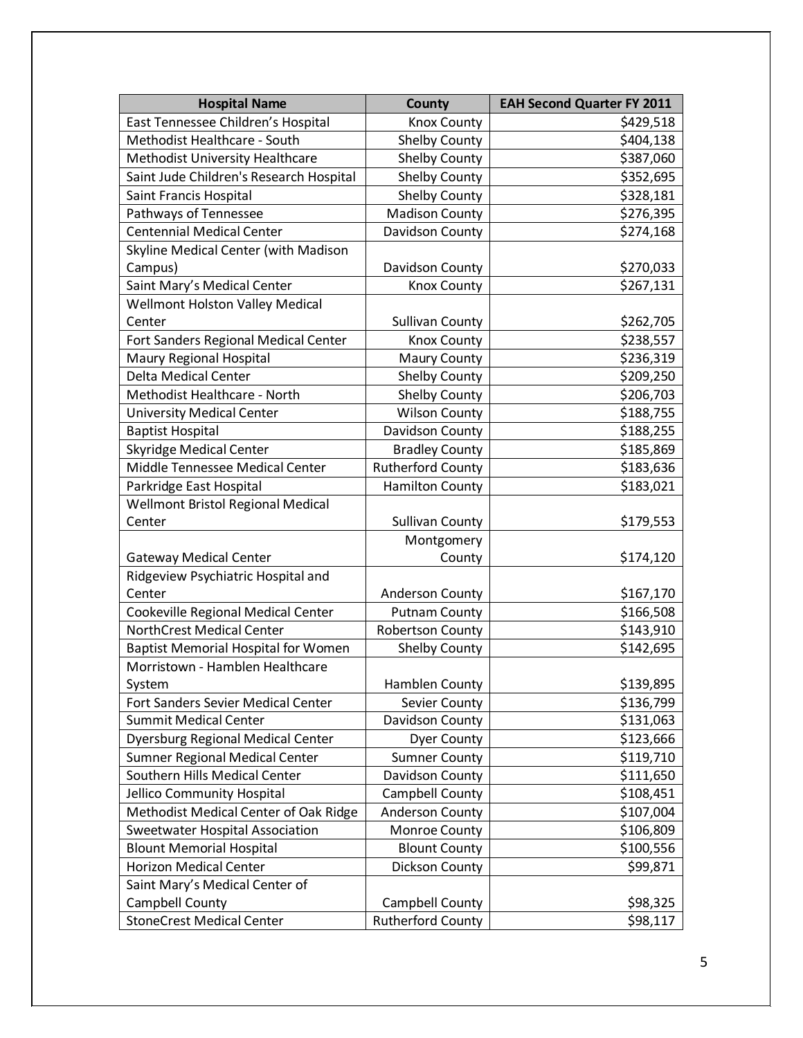| Hospital Name | County | EAH Second Quarter FY 2011 |
|---|---|---|
| East Tennessee Children's Hospital | Knox County | $429,518 |
| Methodist Healthcare - South | Shelby County | $404,138 |
| Methodist University Healthcare | Shelby County | $387,060 |
| Saint Jude Children's Research Hospital | Shelby County | $352,695 |
| Saint Francis Hospital | Shelby County | $328,181 |
| Pathways of Tennessee | Madison County | $276,395 |
| Centennial Medical Center | Davidson County | $274,168 |
| Skyline Medical Center (with Madison Campus) | Davidson County | $270,033 |
| Saint Mary's Medical Center | Knox County | $267,131 |
| Wellmont Holston Valley Medical Center | Sullivan County | $262,705 |
| Fort Sanders Regional Medical Center | Knox County | $238,557 |
| Maury Regional Hospital | Maury County | $236,319 |
| Delta Medical Center | Shelby County | $209,250 |
| Methodist Healthcare - North | Shelby County | $206,703 |
| University Medical Center | Wilson County | $188,755 |
| Baptist Hospital | Davidson County | $188,255 |
| Skyridge Medical Center | Bradley County | $185,869 |
| Middle Tennessee Medical Center | Rutherford County | $183,636 |
| Parkridge East Hospital | Hamilton County | $183,021 |
| Wellmont Bristol Regional Medical Center | Sullivan County | $179,553 |
| Gateway Medical Center | Montgomery County | $174,120 |
| Ridgeview Psychiatric Hospital and Center | Anderson County | $167,170 |
| Cookeville Regional Medical Center | Putnam County | $166,508 |
| NorthCrest Medical Center | Robertson County | $143,910 |
| Baptist Memorial Hospital for Women | Shelby County | $142,695 |
| Morristown - Hamblen Healthcare System | Hamblen County | $139,895 |
| Fort Sanders Sevier Medical Center | Sevier County | $136,799 |
| Summit Medical Center | Davidson County | $131,063 |
| Dyersburg Regional Medical Center | Dyer County | $123,666 |
| Sumner Regional Medical Center | Sumner County | $119,710 |
| Southern Hills Medical Center | Davidson County | $111,650 |
| Jellico Community Hospital | Campbell County | $108,451 |
| Methodist Medical Center of Oak Ridge | Anderson County | $107,004 |
| Sweetwater Hospital Association | Monroe County | $106,809 |
| Blount Memorial Hospital | Blount County | $100,556 |
| Horizon Medical Center | Dickson County | $99,871 |
| Saint Mary's Medical Center of Campbell County | Campbell County | $98,325 |
| StoneCrest Medical Center | Rutherford County | $98,117 |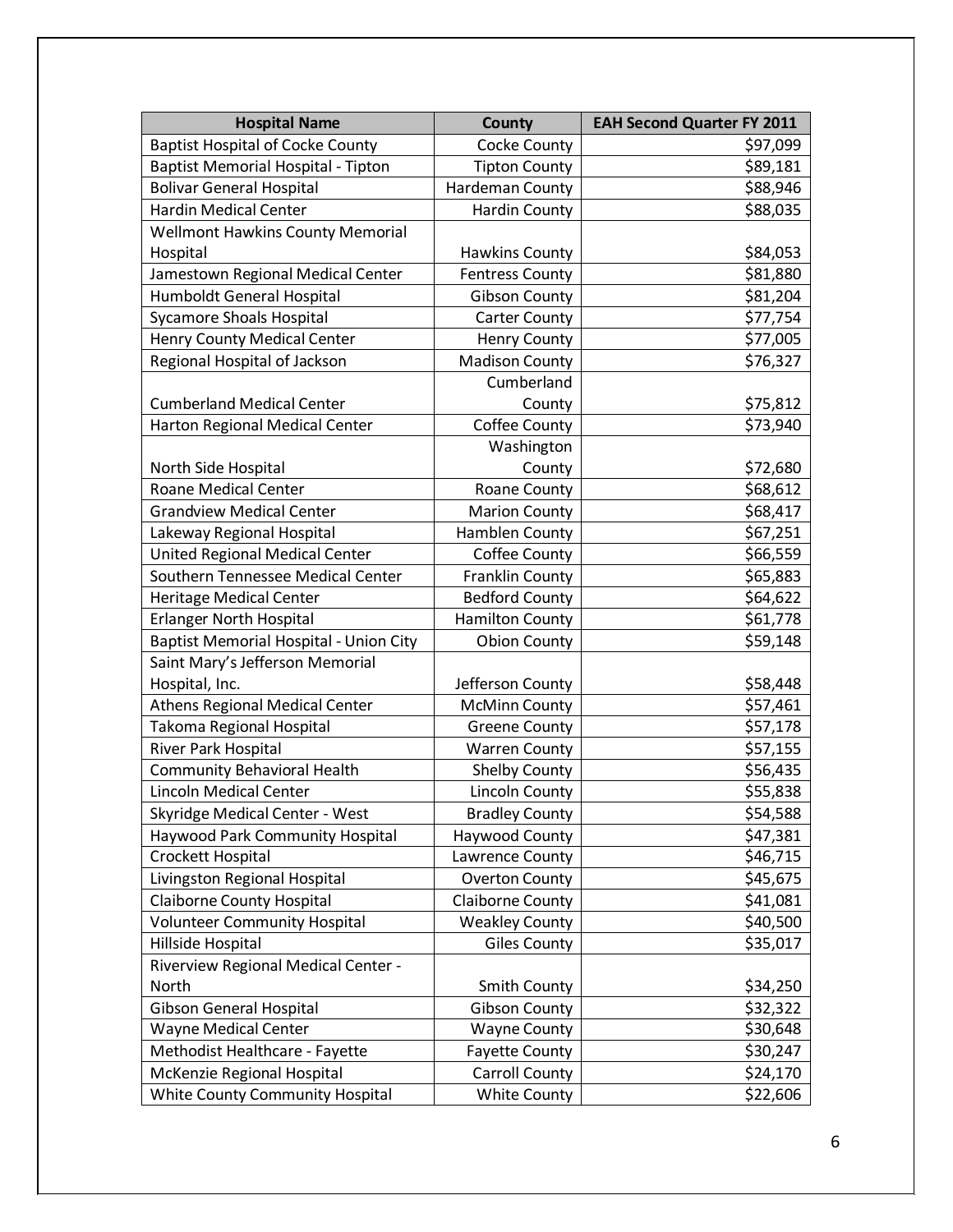| Hospital Name | County | EAH Second Quarter FY 2011 |
| --- | --- | --- |
| Baptist Hospital of Cocke County | Cocke County | $97,099 |
| Baptist Memorial Hospital - Tipton | Tipton County | $89,181 |
| Bolivar General Hospital | Hardeman County | $88,946 |
| Hardin Medical Center | Hardin County | $88,035 |
| Wellmont Hawkins County Memorial Hospital | Hawkins County | $84,053 |
| Jamestown Regional Medical Center | Fentress County | $81,880 |
| Humboldt General Hospital | Gibson County | $81,204 |
| Sycamore Shoals Hospital | Carter County | $77,754 |
| Henry County Medical Center | Henry County | $77,005 |
| Regional Hospital of Jackson | Madison County | $76,327 |
| Cumberland Medical Center | Cumberland County | $75,812 |
| Harton Regional Medical Center | Coffee County | $73,940 |
| North Side Hospital | Washington County | $72,680 |
| Roane Medical Center | Roane County | $68,612 |
| Grandview Medical Center | Marion County | $68,417 |
| Lakeway Regional Hospital | Hamblen County | $67,251 |
| United Regional Medical Center | Coffee County | $66,559 |
| Southern Tennessee Medical Center | Franklin County | $65,883 |
| Heritage Medical Center | Bedford County | $64,622 |
| Erlanger North Hospital | Hamilton County | $61,778 |
| Baptist Memorial Hospital - Union City | Obion County | $59,148 |
| Saint Mary's Jefferson Memorial Hospital, Inc. | Jefferson County | $58,448 |
| Athens Regional Medical Center | McMinn County | $57,461 |
| Takoma Regional Hospital | Greene County | $57,178 |
| River Park Hospital | Warren County | $57,155 |
| Community Behavioral Health | Shelby County | $56,435 |
| Lincoln Medical Center | Lincoln County | $55,838 |
| Skyridge Medical Center - West | Bradley County | $54,588 |
| Haywood Park Community Hospital | Haywood County | $47,381 |
| Crockett Hospital | Lawrence County | $46,715 |
| Livingston Regional Hospital | Overton County | $45,675 |
| Claiborne County Hospital | Claiborne County | $41,081 |
| Volunteer Community Hospital | Weakley County | $40,500 |
| Hillside Hospital | Giles County | $35,017 |
| Riverview Regional Medical Center - North | Smith County | $34,250 |
| Gibson General Hospital | Gibson County | $32,322 |
| Wayne Medical Center | Wayne County | $30,648 |
| Methodist Healthcare - Fayette | Fayette County | $30,247 |
| McKenzie Regional Hospital | Carroll County | $24,170 |
| White County Community Hospital | White County | $22,606 |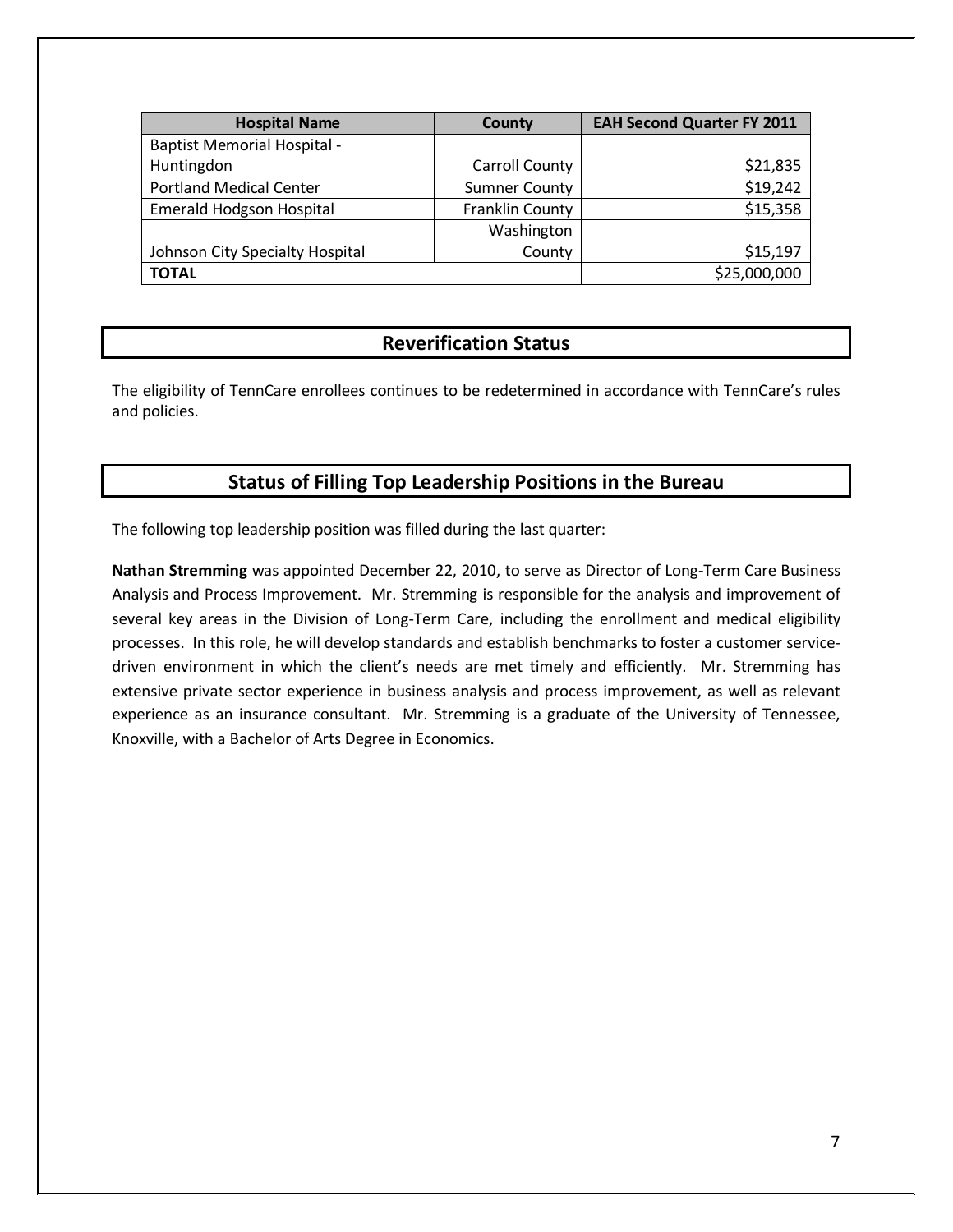| Hospital Name | County | EAH Second Quarter FY 2011 |
|---|---|---|
| Baptist Memorial Hospital - Huntingdon | Carroll County | $21,835 |
| Portland Medical Center | Sumner County | $19,242 |
| Emerald Hodgson Hospital | Franklin County | $15,358 |
| Johnson City Specialty Hospital | Washington County | $15,197 |
| **TOTAL** | | $25,000,000 |

## Reverification Status

The eligibility of TennCare enrollees continues to be redetermined in accordance with TennCare's rules and policies.

## Status of Filling Top Leadership Positions in the Bureau

The following top leadership position was filled during the last quarter:

**Nathan Stremming** was appointed December 22, 2010, to serve as Director of Long-Term Care Business Analysis and Process Improvement. Mr. Stremming is responsible for the analysis and improvement of several key areas in the Division of Long-Term Care, including the enrollment and medical eligibility processes. In this role, he will develop standards and establish benchmarks to foster a customer service-driven environment in which the client's needs are met timely and efficiently. Mr. Stremming has extensive private sector experience in business analysis and process improvement, as well as relevant experience as an insurance consultant. Mr. Stremming is a graduate of the University of Tennessee, Knoxville, with a Bachelor of Arts Degree in Economics.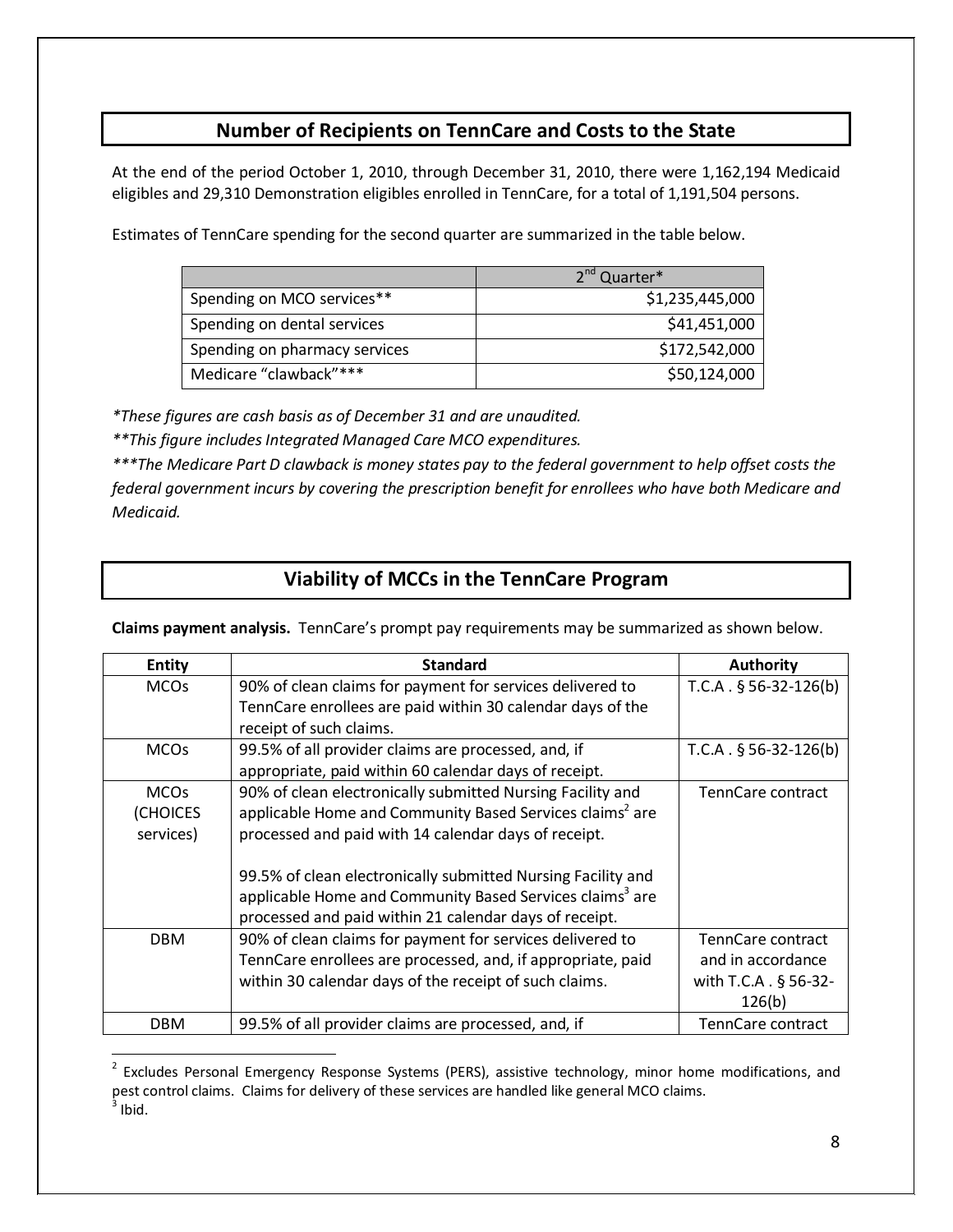## Number of Recipients on TennCare and Costs to the State

At the end of the period October 1, 2010, through December 31, 2010, there were 1,162,194 Medicaid eligibles and 29,310 Demonstration eligibles enrolled in TennCare, for a total of 1,191,504 persons.

Estimates of TennCare spending for the second quarter are summarized in the table below.

| | 2nd Quarter* |
|---|---:|
| Spending on MCO services** | $1,235,445,000 |
| Spending on dental services | $41,451,000 |
| Spending on pharmacy services | $172,542,000 |
| Medicare "clawback"*** | $50,124,000 |

*These figures are cash basis as of December 31 and are unaudited.*

***This figure includes Integrated Managed Care MCO expenditures.*

****The Medicare Part D clawback is money states pay to the federal government to help offset costs the federal government incurs by covering the prescription benefit for enrollees who have both Medicare and Medicaid.*

## Viability of MCCs in the TennCare Program

**Claims payment analysis.** TennCare's prompt pay requirements may be summarized as shown below.

| Entity | Standard | Authority |
|---|---|---|
| MCOs | 90% of clean claims for payment for services delivered to TennCare enrollees are paid within 30 calendar days of the receipt of such claims. | T.C.A . § 56-32-126(b) |
| MCOs | 99.5% of all provider claims are processed, and, if appropriate, paid within 60 calendar days of receipt. | T.C.A . § 56-32-126(b) |
| MCOs (CHOICES services) | 90% of clean electronically submitted Nursing Facility and applicable Home and Community Based Services claims[2] are processed and paid with 14 calendar days of receipt.<br><br>99.5% of clean electronically submitted Nursing Facility and applicable Home and Community Based Services claims[3] are processed and paid within 21 calendar days of receipt. | TennCare contract |
| DBM | 90% of clean claims for payment for services delivered to TennCare enrollees are processed, and, if appropriate, paid within 30 calendar days of the receipt of such claims. | TennCare contract and in accordance with T.C.A . § 56-32-126(b) |
| DBM | 99.5% of all provider claims are processed, and, if | TennCare contract |

[2] Excludes Personal Emergency Response Systems (PERS), assistive technology, minor home modifications, and pest control claims. Claims for delivery of these services are handled like general MCO claims.

[3] Ibid.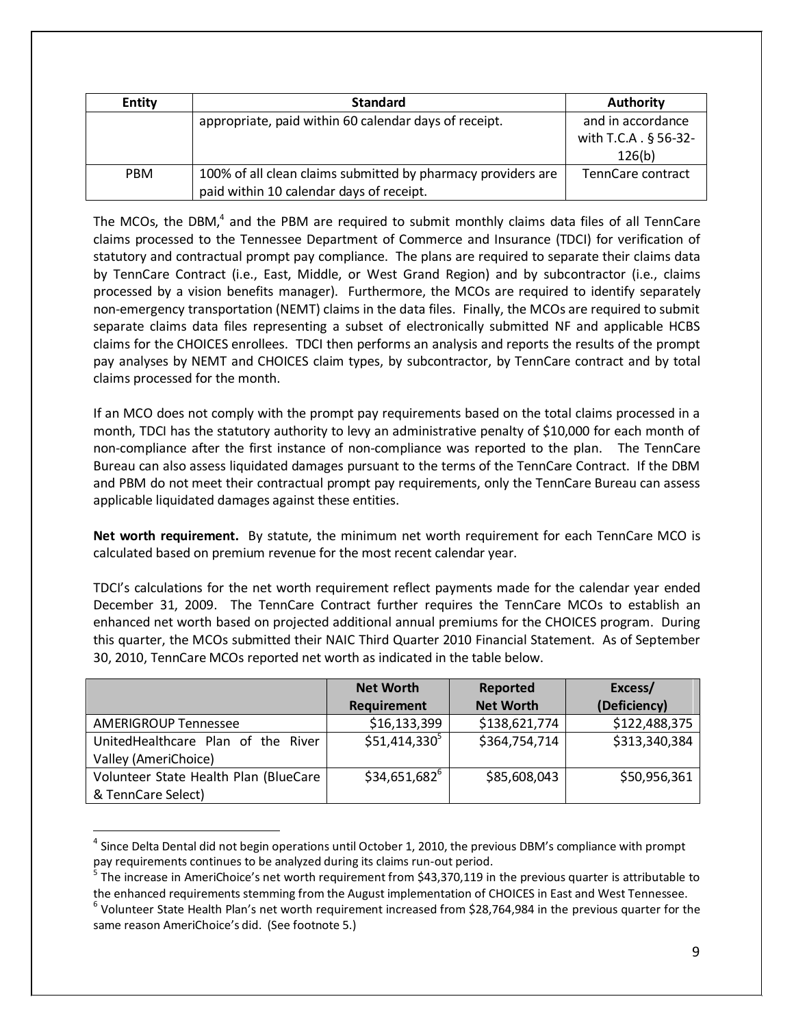| Entity | Standard | Authority |
|---|---|---|
| | appropriate, paid within 60 calendar days of receipt. | and in accordance with T.C.A . § 56-32-126(b) |
| PBM | 100% of all clean claims submitted by pharmacy providers are paid within 10 calendar days of receipt. | TennCare contract |

The MCOs, the DBM,[4] and the PBM are required to submit monthly claims data files of all TennCare claims processed to the Tennessee Department of Commerce and Insurance (TDCI) for verification of statutory and contractual prompt pay compliance. The plans are required to separate their claims data by TennCare Contract (i.e., East, Middle, or West Grand Region) and by subcontractor (i.e., claims processed by a vision benefits manager). Furthermore, the MCOs are required to identify separately non-emergency transportation (NEMT) claims in the data files. Finally, the MCOs are required to submit separate claims data files representing a subset of electronically submitted NF and applicable HCBS claims for the CHOICES enrollees. TDCI then performs an analysis and reports the results of the prompt pay analyses by NEMT and CHOICES claim types, by subcontractor, by TennCare contract and by total claims processed for the month.

If an MCO does not comply with the prompt pay requirements based on the total claims processed in a month, TDCI has the statutory authority to levy an administrative penalty of $10,000 for each month of non-compliance after the first instance of non-compliance was reported to the plan. The TennCare Bureau can also assess liquidated damages pursuant to the terms of the TennCare Contract. If the DBM and PBM do not meet their contractual prompt pay requirements, only the TennCare Bureau can assess applicable liquidated damages against these entities.

**Net worth requirement.** By statute, the minimum net worth requirement for each TennCare MCO is calculated based on premium revenue for the most recent calendar year.

TDCI's calculations for the net worth requirement reflect payments made for the calendar year ended December 31, 2009. The TennCare Contract further requires the TennCare MCOs to establish an enhanced net worth based on projected additional annual premiums for the CHOICES program. During this quarter, the MCOs submitted their NAIC Third Quarter 2010 Financial Statement. As of September 30, 2010, TennCare MCOs reported net worth as indicated in the table below.

| | Net Worth Requirement | Reported Net Worth | Excess/ (Deficiency) |
|---|---|---|---|
| AMERIGROUP Tennessee | $16,133,399 | $138,621,774 | $122,488,375 |
| UnitedHealthcare Plan of the River Valley (AmeriChoice) | $51,414,330[5] | $364,754,714 | $313,340,384 |
| Volunteer State Health Plan (BlueCare & TennCare Select) | $34,651,682[6] | $85,608,043 | $50,956,361 |

[4] Since Delta Dental did not begin operations until October 1, 2010, the previous DBM's compliance with prompt pay requirements continues to be analyzed during its claims run-out period.

[5] The increase in AmeriChoice's net worth requirement from $43,370,119 in the previous quarter is attributable to the enhanced requirements stemming from the August implementation of CHOICES in East and West Tennessee.

[6] Volunteer State Health Plan's net worth requirement increased from $28,764,984 in the previous quarter for the same reason AmeriChoice's did. (See footnote 5.)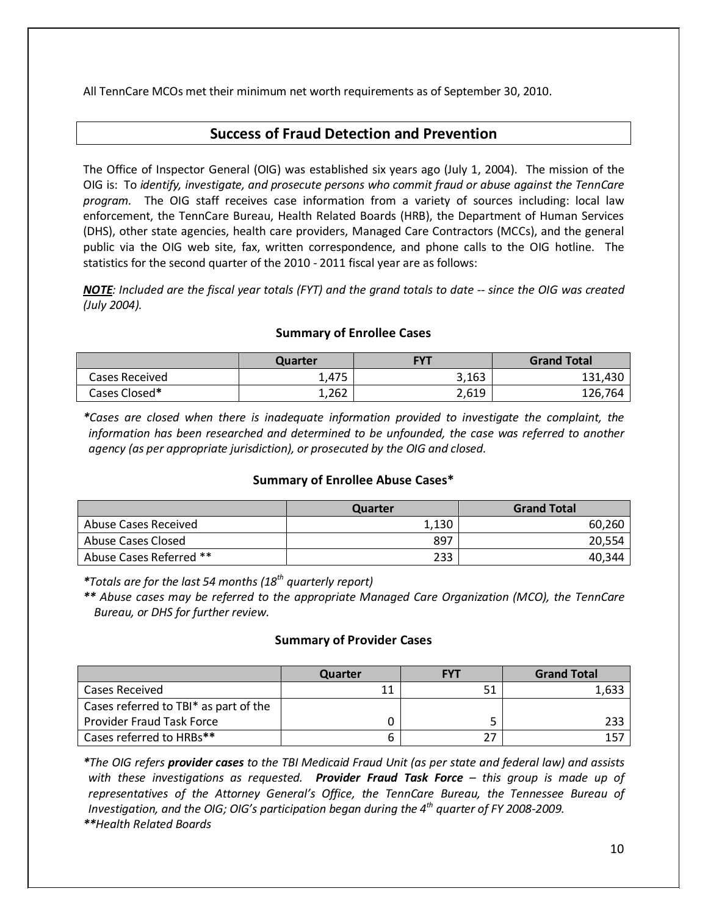All TennCare MCOs met their minimum net worth requirements as of September 30, 2010.

## Success of Fraud Detection and Prevention

The Office of Inspector General (OIG) was established six years ago (July 1, 2004). The mission of the OIG is: To *identify, investigate, and prosecute persons who commit fraud or abuse against the TennCare program.* The OIG staff receives case information from a variety of sources including: local law enforcement, the TennCare Bureau, Health Related Boards (HRB), the Department of Human Services (DHS), other state agencies, health care providers, Managed Care Contractors (MCCs), and the general public via the OIG web site, fax, written correspondence, and phone calls to the OIG hotline. The statistics for the second quarter of the 2010 - 2011 fiscal year are as follows:

***NOTE**: Included are the fiscal year totals (FYT) and the grand totals to date -- since the OIG was created (July 2004).*

### Summary of Enrollee Cases

| | Quarter | FYT | Grand Total |
|---|---|---|---|
| Cases Received | 1,475 | 3,163 | 131,430 |
| Cases Closed* | 1,262 | 2,619 | 126,764 |

**\****Cases are closed when there is inadequate information provided to investigate the complaint, the information has been researched and determined to be unfounded, the case was referred to another agency (as per appropriate jurisdiction), or prosecuted by the OIG and closed.*

### Summary of Enrollee Abuse Cases*

| | Quarter | Grand Total |
|---|---|---|
| Abuse Cases Received | 1,130 | 60,260 |
| Abuse Cases Closed | 897 | 20,554 |
| Abuse Cases Referred ** | 233 | 40,344 |

*\*Totals are for the last 54 months (18th quarterly report)*

*\*\* Abuse cases may be referred to the appropriate Managed Care Organization (MCO), the TennCare Bureau, or DHS for further review.*

### Summary of Provider Cases

| | Quarter | FYT | Grand Total |
|---|---|---|---|
| Cases Received | 11 | 51 | 1,633 |
| Cases referred to TBI* as part of the Provider Fraud Task Force | 0 | 5 | 233 |
| Cases referred to HRBs** | 6 | 27 | 157 |

*\*The OIG refers **provider cases** to the TBI Medicaid Fraud Unit (as per state and federal law) and assists with these investigations as requested. **Provider Fraud Task Force** – this group is made up of representatives of the Attorney General's Office, the TennCare Bureau, the Tennessee Bureau of Investigation, and the OIG; OIG's participation began during the 4th quarter of FY 2008-2009.*

*\*\*Health Related Boards*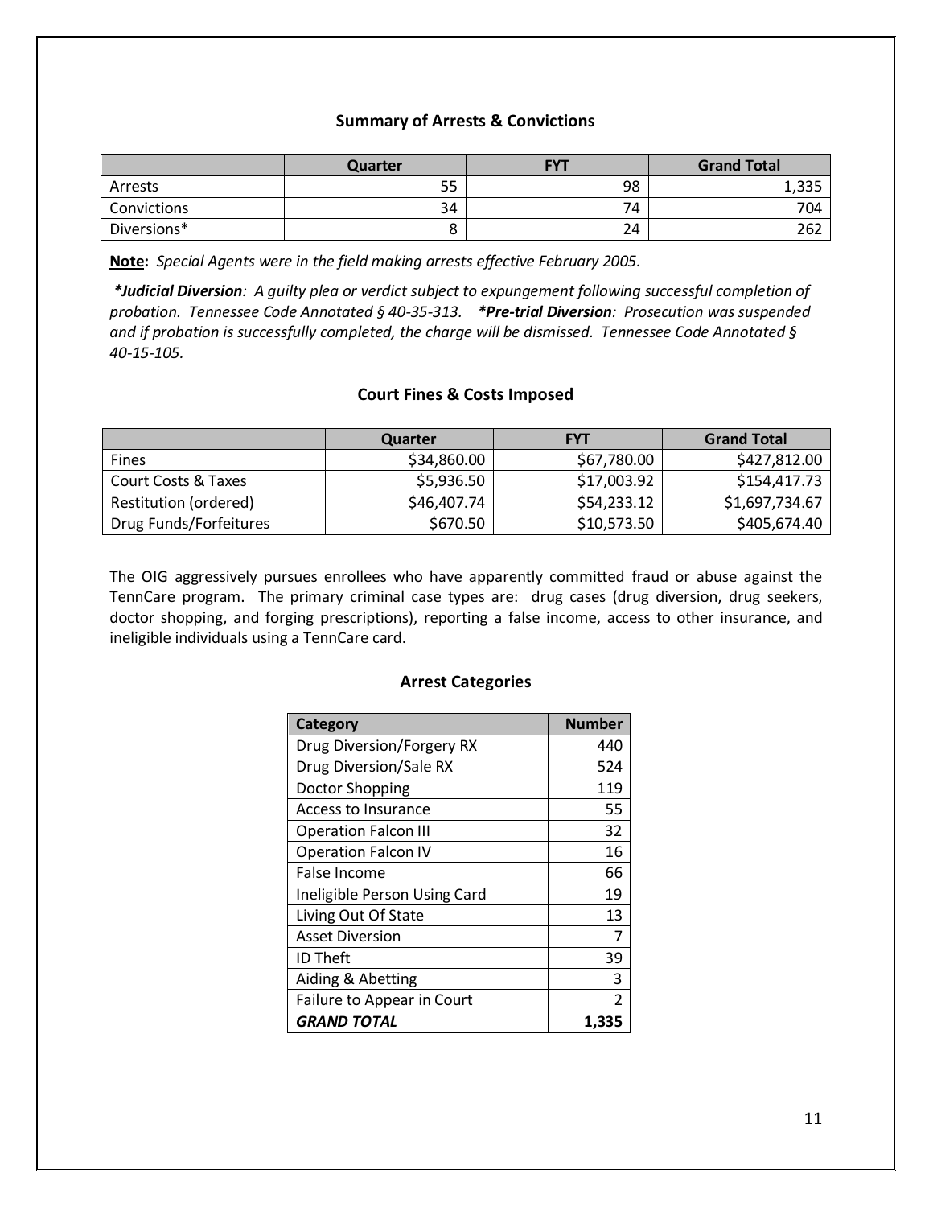### Summary of Arrests & Convictions

| | Quarter | FYT | Grand Total |
|---|---|---|---|
| Arrests | 55 | 98 | 1,335 |
| Convictions | 34 | 74 | 704 |
| Diversions* | 8 | 24 | 262 |

**Note:** *Special Agents were in the field making arrests effective February 2005.*

***Judicial Diversion**: A guilty plea or verdict subject to expungement following successful completion of probation. Tennessee Code Annotated § 40-35-313.* ***Pre-trial Diversion**: Prosecution was suspended and if probation is successfully completed, the charge will be dismissed. Tennessee Code Annotated § 40-15-105.*

### Court Fines & Costs Imposed

| | Quarter | FYT | Grand Total |
|---|---|---|---|
| Fines | $34,860.00 | $67,780.00 | $427,812.00 |
| Court Costs & Taxes | $5,936.50 | $17,003.92 | $154,417.73 |
| Restitution (ordered) | $46,407.74 | $54,233.12 | $1,697,734.67 |
| Drug Funds/Forfeitures | $670.50 | $10,573.50 | $405,674.40 |

The OIG aggressively pursues enrollees who have apparently committed fraud or abuse against the TennCare program. The primary criminal case types are: drug cases (drug diversion, drug seekers, doctor shopping, and forging prescriptions), reporting a false income, access to other insurance, and ineligible individuals using a TennCare card.

### Arrest Categories

| Category | Number |
|---|---|
| Drug Diversion/Forgery RX | 440 |
| Drug Diversion/Sale RX | 524 |
| Doctor Shopping | 119 |
| Access to Insurance | 55 |
| Operation Falcon III | 32 |
| Operation Falcon IV | 16 |
| False Income | 66 |
| Ineligible Person Using Card | 19 |
| Living Out Of State | 13 |
| Asset Diversion | 7 |
| ID Theft | 39 |
| Aiding & Abetting | 3 |
| Failure to Appear in Court | 2 |
| ***GRAND TOTAL*** | **1,335** |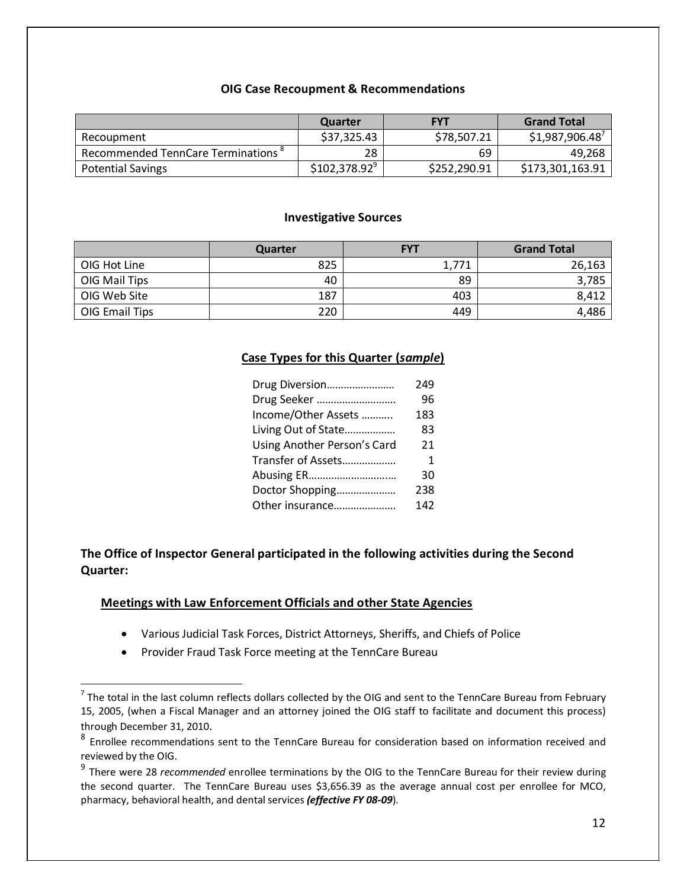### OIG Case Recoupment & Recommendations

| | Quarter | FYT | Grand Total |
|---|---|---|---|
| Recoupment | $37,325.43 | $78,507.21 | $1,987,906.48[7] |
| Recommended TennCare Terminations [8] | 28 | 69 | 49,268 |
| Potential Savings | $102,378.92[9] | $252,290.91 | $173,301,163.91 |

### Investigative Sources

| | Quarter | FYT | Grand Total |
|---|---|---|---|
| OIG Hot Line | 825 | 1,771 | 26,163 |
| OIG Mail Tips | 40 | 89 | 3,785 |
| OIG Web Site | 187 | 403 | 8,412 |
| OIG Email Tips | 220 | 449 | 4,486 |

### Case Types for this Quarter (*sample*)

| | |
|---|---|
| Drug Diversion…………………… | 249 |
| Drug Seeker ……………………… | 96 |
| Income/Other Assets ………. | 183 |
| Living Out of State…………….. | 83 |
| Using Another Person's Card | 21 |
| Transfer of Assets……………… | 1 |
| Abusing ER………………………… | 30 |
| Doctor Shopping………………… | 238 |
| Other insurance………………… | 142 |

**The Office of Inspector General participated in the following activities during the Second Quarter:**

**Meetings with Law Enforcement Officials and other State Agencies**

- Various Judicial Task Forces, District Attorneys, Sheriffs, and Chiefs of Police
- Provider Fraud Task Force meeting at the TennCare Bureau

[7] The total in the last column reflects dollars collected by the OIG and sent to the TennCare Bureau from February 15, 2005, (when a Fiscal Manager and an attorney joined the OIG staff to facilitate and document this process) through December 31, 2010.

[8] Enrollee recommendations sent to the TennCare Bureau for consideration based on information received and reviewed by the OIG.

[9] There were 28 *recommended* enrollee terminations by the OIG to the TennCare Bureau for their review during the second quarter. The TennCare Bureau uses $3,656.39 as the average annual cost per enrollee for MCO, pharmacy, behavioral health, and dental services ***(effective FY 08-09)***.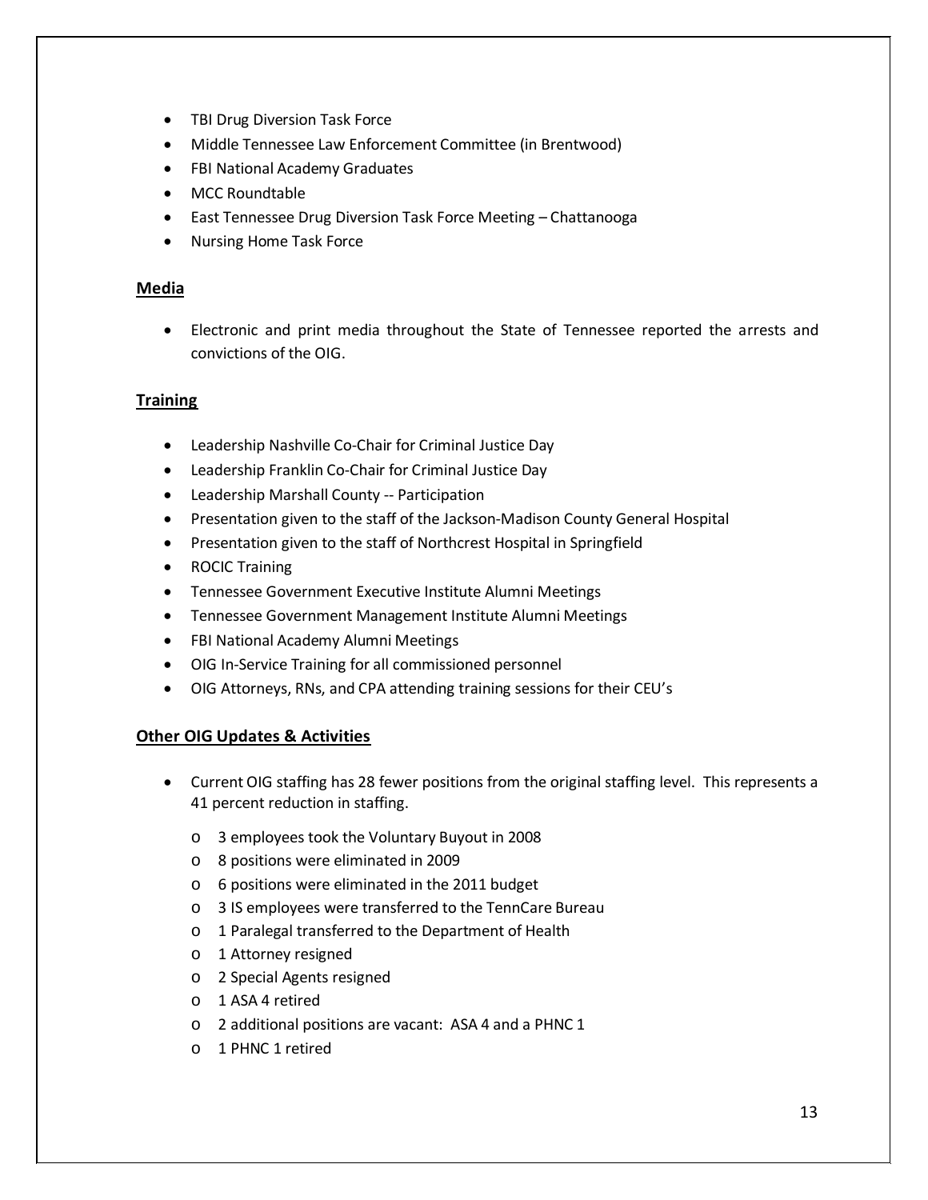- TBI Drug Diversion Task Force
- Middle Tennessee Law Enforcement Committee (in Brentwood)
- FBI National Academy Graduates
- MCC Roundtable
- East Tennessee Drug Diversion Task Force Meeting – Chattanooga
- Nursing Home Task Force

## Media

- Electronic and print media throughout the State of Tennessee reported the arrests and convictions of the OIG.

## Training

- Leadership Nashville Co-Chair for Criminal Justice Day
- Leadership Franklin Co-Chair for Criminal Justice Day
- Leadership Marshall County -- Participation
- Presentation given to the staff of the Jackson-Madison County General Hospital
- Presentation given to the staff of Northcrest Hospital in Springfield
- ROCIC Training
- Tennessee Government Executive Institute Alumni Meetings
- Tennessee Government Management Institute Alumni Meetings
- FBI National Academy Alumni Meetings
- OIG In-Service Training for all commissioned personnel
- OIG Attorneys, RNs, and CPA attending training sessions for their CEU's

## Other OIG Updates & Activities

- Current OIG staffing has 28 fewer positions from the original staffing level. This represents a 41 percent reduction in staffing.
  - 3 employees took the Voluntary Buyout in 2008
  - 8 positions were eliminated in 2009
  - 6 positions were eliminated in the 2011 budget
  - 3 IS employees were transferred to the TennCare Bureau
  - 1 Paralegal transferred to the Department of Health
  - 1 Attorney resigned
  - 2 Special Agents resigned
  - 1 ASA 4 retired
  - 2 additional positions are vacant: ASA 4 and a PHNC 1
  - 1 PHNC 1 retired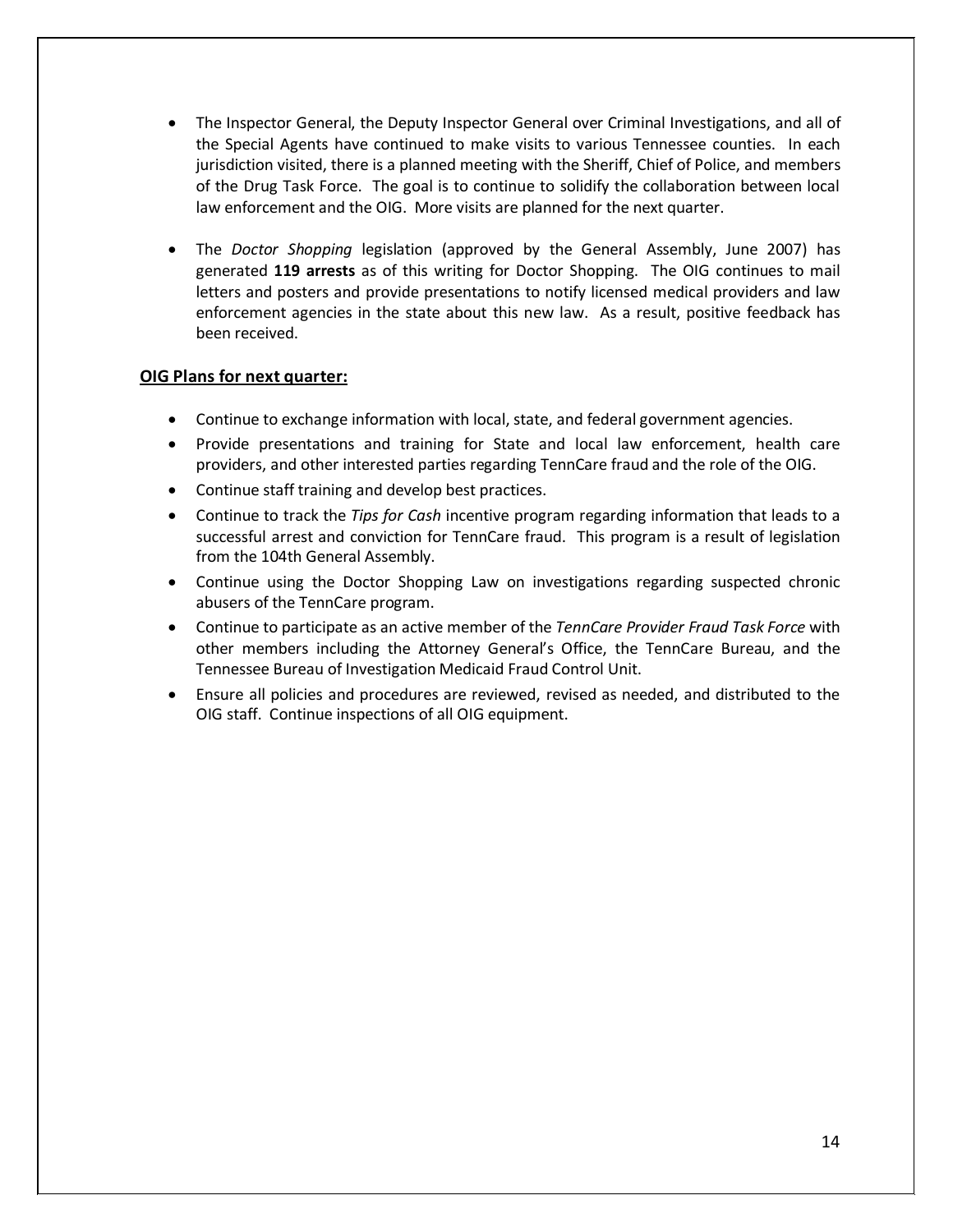- The Inspector General, the Deputy Inspector General over Criminal Investigations, and all of the Special Agents have continued to make visits to various Tennessee counties. In each jurisdiction visited, there is a planned meeting with the Sheriff, Chief of Police, and members of the Drug Task Force. The goal is to continue to solidify the collaboration between local law enforcement and the OIG. More visits are planned for the next quarter.
- The *Doctor Shopping* legislation (approved by the General Assembly, June 2007) has generated **119 arrests** as of this writing for Doctor Shopping. The OIG continues to mail letters and posters and provide presentations to notify licensed medical providers and law enforcement agencies in the state about this new law. As a result, positive feedback has been received.

**OIG Plans for next quarter:**

- Continue to exchange information with local, state, and federal government agencies.
- Provide presentations and training for State and local law enforcement, health care providers, and other interested parties regarding TennCare fraud and the role of the OIG.
- Continue staff training and develop best practices.
- Continue to track the *Tips for Cash* incentive program regarding information that leads to a successful arrest and conviction for TennCare fraud. This program is a result of legislation from the 104th General Assembly.
- Continue using the Doctor Shopping Law on investigations regarding suspected chronic abusers of the TennCare program.
- Continue to participate as an active member of the *TennCare Provider Fraud Task Force* with other members including the Attorney General's Office, the TennCare Bureau, and the Tennessee Bureau of Investigation Medicaid Fraud Control Unit.
- Ensure all policies and procedures are reviewed, revised as needed, and distributed to the OIG staff. Continue inspections of all OIG equipment.